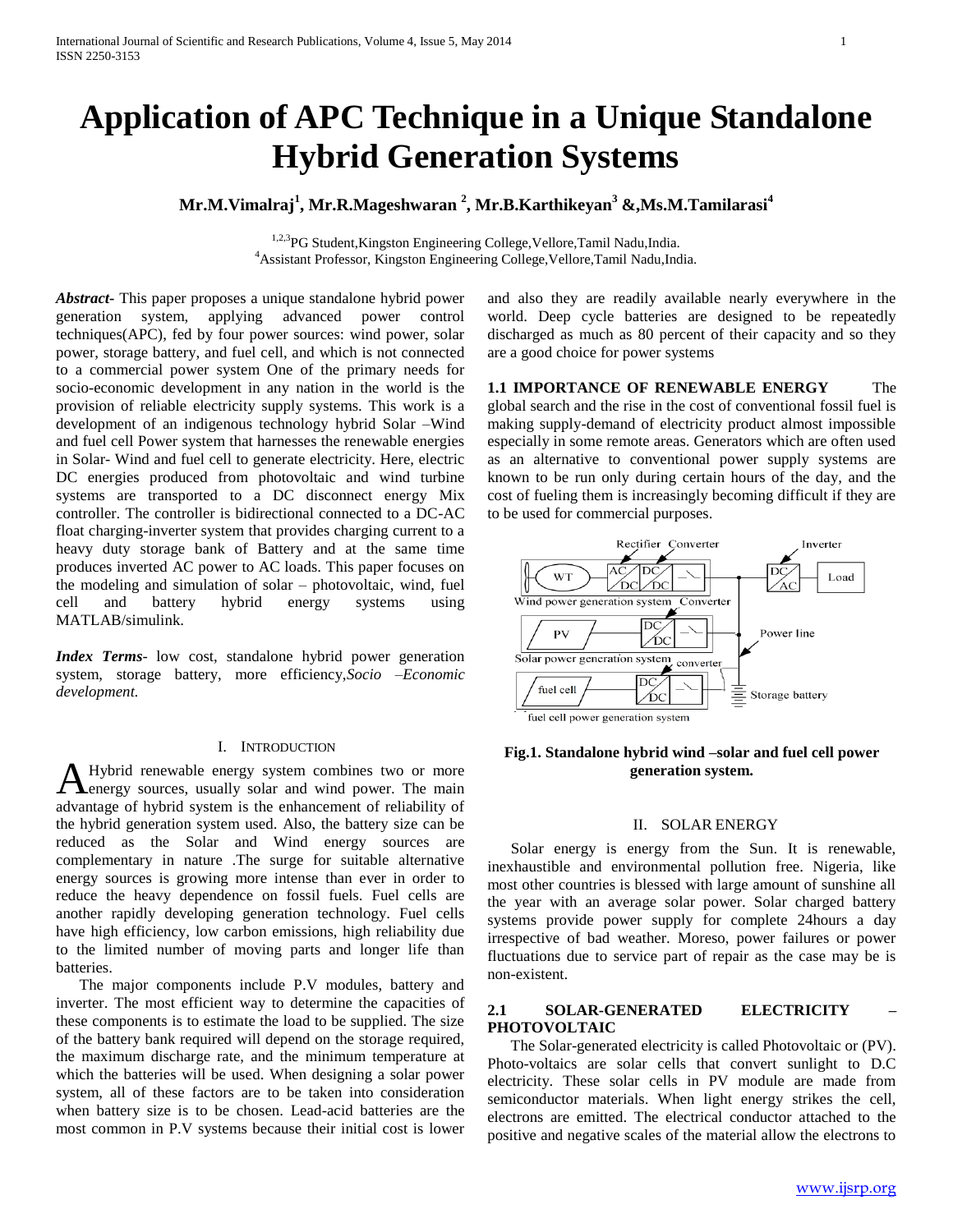# Application of APC Technique in a Unique Standalone Hybrid Generation Systems

**Mr.M.Vimalraj[1], Mr.R.Mageshwaran [2], Mr.B.Karthikeyan[3] &,Ms.M.Tamilarasi[4]**

[1,2,3]PG Student,Kingston Engineering College,Vellore,Tamil Nadu,India.
[4]Assistant Professor, Kingston Engineering College,Vellore,Tamil Nadu,India.

***Abstract***- This paper proposes a unique standalone hybrid power generation system, applying advanced power control techniques(APC), fed by four power sources: wind power, solar power, storage battery, and fuel cell, and which is not connected to a commercial power system One of the primary needs for socio-economic development in any nation in the world is the provision of reliable electricity supply systems. This work is a development of an indigenous technology hybrid Solar –Wind and fuel cell Power system that harnesses the renewable energies in Solar- Wind and fuel cell to generate electricity. Here, electric DC energies produced from photovoltaic and wind turbine systems are transported to a DC disconnect energy Mix controller. The controller is bidirectional connected to a DC-AC float charging-inverter system that provides charging current to a heavy duty storage bank of Battery and at the same time produces inverted AC power to AC loads. This paper focuses on the modeling and simulation of solar – photovoltaic, wind, fuel cell and battery hybrid energy systems using MATLAB/simulink.

***Index Terms***- low cost, standalone hybrid power generation system, storage battery, more efficiency,*Socio –Economic development.*

## I. INTRODUCTION

A Hybrid renewable energy system combines two or more energy sources, usually solar and wind power. The main advantage of hybrid system is the enhancement of reliability of the hybrid generation system used. Also, the battery size can be reduced as the Solar and Wind energy sources are complementary in nature .The surge for suitable alternative energy sources is growing more intense than ever in order to reduce the heavy dependence on fossil fuels. Fuel cells are another rapidly developing generation technology. Fuel cells have high efficiency, low carbon emissions, high reliability due to the limited number of moving parts and longer life than batteries.

The major components include P.V modules, battery and inverter. The most efficient way to determine the capacities of these components is to estimate the load to be supplied. The size of the battery bank required will depend on the storage required, the maximum discharge rate, and the minimum temperature at which the batteries will be used. When designing a solar power system, all of these factors are to be taken into consideration when battery size is to be chosen. Lead-acid batteries are the most common in P.V systems because their initial cost is lower and also they are readily available nearly everywhere in the world. Deep cycle batteries are designed to be repeatedly discharged as much as 80 percent of their capacity and so they are a good choice for power systems

**1.1 IMPORTANCE OF RENEWABLE ENERGY** The global search and the rise in the cost of conventional fossil fuel is making supply-demand of electricity product almost impossible especially in some remote areas. Generators which are often used as an alternative to conventional power supply systems are known to be run only during certain hours of the day, and the cost of fueling them is increasingly becoming difficult if they are to be used for commercial purposes.

**Fig.1. Standalone hybrid wind –solar and fuel cell power generation system.**

## II. SOLAR ENERGY

Solar energy is energy from the Sun. It is renewable, inexhaustible and environmental pollution free. Nigeria, like most other countries is blessed with large amount of sunshine all the year with an average solar power. Solar charged battery systems provide power supply for complete 24hours a day irrespective of bad weather. Moreso, power failures or power fluctuations due to service part of repair as the case may be is non-existent.

### 2.1 SOLAR-GENERATED ELECTRICITY – PHOTOVOLTAIC

The Solar-generated electricity is called Photovoltaic or (PV). Photo-voltaics are solar cells that convert sunlight to D.C electricity. These solar cells in PV module are made from semiconductor materials. When light energy strikes the cell, electrons are emitted. The electrical conductor attached to the positive and negative scales of the material allow the electrons to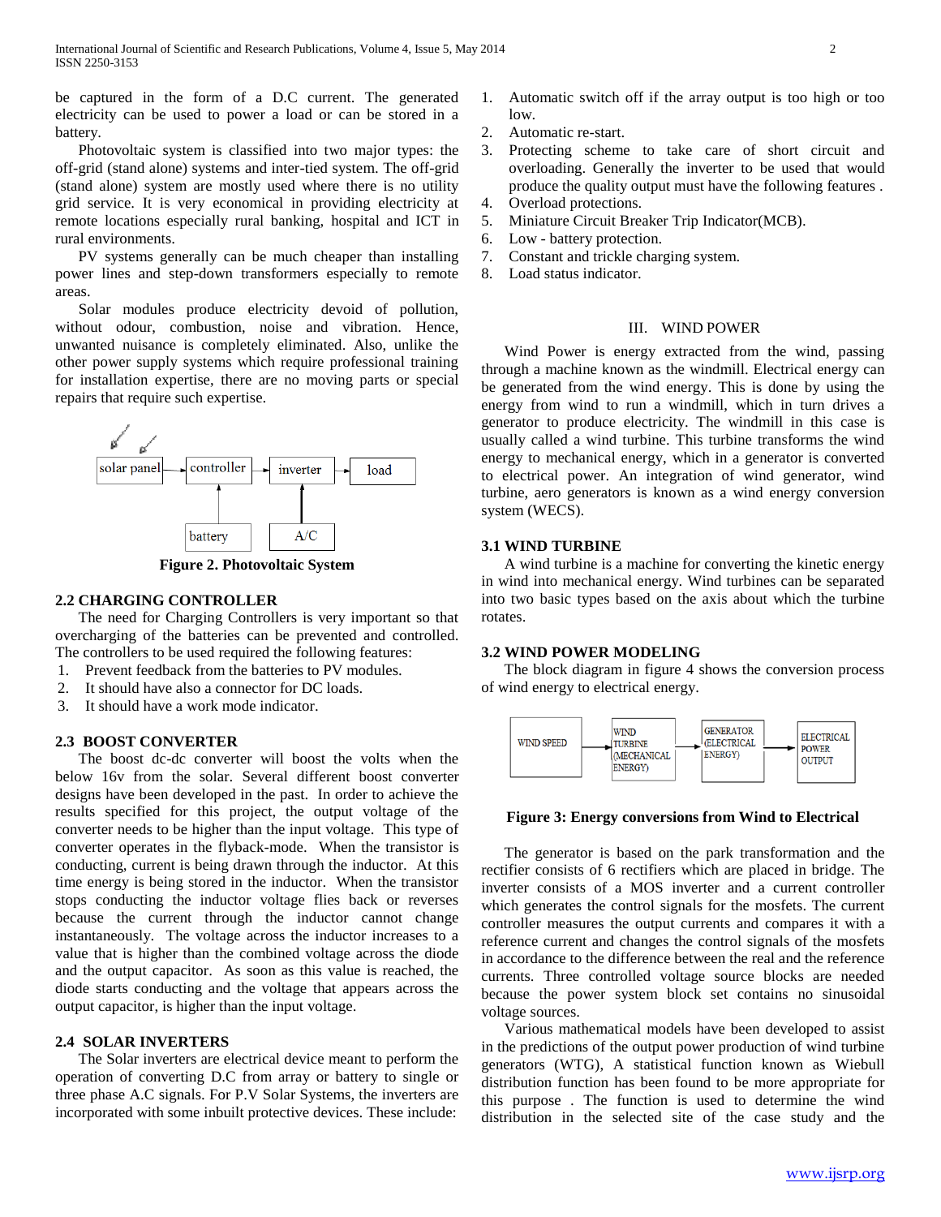be captured in the form of a D.C current. The generated electricity can be used to power a load or can be stored in a battery.

Photovoltaic system is classified into two major types: the off-grid (stand alone) systems and inter-tied system. The off-grid (stand alone) system are mostly used where there is no utility grid service. It is very economical in providing electricity at remote locations especially rural banking, hospital and ICT in rural environments.

PV systems generally can be much cheaper than installing power lines and step-down transformers especially to remote areas.

Solar modules produce electricity devoid of pollution, without odour, combustion, noise and vibration. Hence, unwanted nuisance is completely eliminated. Also, unlike the other power supply systems which require professional training for installation expertise, there are no moving parts or special repairs that require such expertise.

solar panel → controller → inverter → load; battery → controller; A/C → inverter

**Figure 2. Photovoltaic System**

### 2.2 CHARGING CONTROLLER

The need for Charging Controllers is very important so that overcharging of the batteries can be prevented and controlled. The controllers to be used required the following features:

1. Prevent feedback from the batteries to PV modules.
2. It should have also a connector for DC loads.
3. It should have a work mode indicator.

### 2.3 BOOST CONVERTER

The boost dc-dc converter will boost the volts when the below 16v from the solar. Several different boost converter designs have been developed in the past. In order to achieve the results specified for this project, the output voltage of the converter needs to be higher than the input voltage. This type of converter operates in the flyback-mode. When the transistor is conducting, current is being drawn through the inductor. At this time energy is being stored in the inductor. When the transistor stops conducting the inductor voltage flies back or reverses because the current through the inductor cannot change instantaneously. The voltage across the inductor increases to a value that is higher than the combined voltage across the diode and the output capacitor. As soon as this value is reached, the diode starts conducting and the voltage that appears across the output capacitor, is higher than the input voltage.

### 2.4 SOLAR INVERTERS

The Solar inverters are electrical device meant to perform the operation of converting D.C from array or battery to single or three phase A.C signals. For P.V Solar Systems, the inverters are incorporated with some inbuilt protective devices. These include:

1. Automatic switch off if the array output is too high or too low.
2. Automatic re-start.
3. Protecting scheme to take care of short circuit and overloading. Generally the inverter to be used that would produce the quality output must have the following features .
4. Overload protections.
5. Miniature Circuit Breaker Trip Indicator(MCB).
6. Low - battery protection.
7. Constant and trickle charging system.
8. Load status indicator.

## III. WIND POWER

Wind Power is energy extracted from the wind, passing through a machine known as the windmill. Electrical energy can be generated from the wind energy. This is done by using the energy from wind to run a windmill, which in turn drives a generator to produce electricity. The windmill in this case is usually called a wind turbine. This turbine transforms the wind energy to mechanical energy, which in a generator is converted to electrical power. An integration of wind generator, wind turbine, aero generators is known as a wind energy conversion system (WECS).

### 3.1 WIND TURBINE

A wind turbine is a machine for converting the kinetic energy in wind into mechanical energy. Wind turbines can be separated into two basic types based on the axis about which the turbine rotates.

### 3.2 WIND POWER MODELING

The block diagram in figure 4 shows the conversion process of wind energy to electrical energy.

WIND SPEED → WIND TURBINE (MECHANICAL ENERGY) → GENERATOR (ELECTRICAL ENERGY) → ELECTRICAL POWER OUTPUT

**Figure 3: Energy conversions from Wind to Electrical**

The generator is based on the park transformation and the rectifier consists of 6 rectifiers which are placed in bridge. The inverter consists of a MOS inverter and a current controller which generates the control signals for the mosfets. The current controller measures the output currents and compares it with a reference current and changes the control signals of the mosfets in accordance to the difference between the real and the reference currents. Three controlled voltage source blocks are needed because the power system block set contains no sinusoidal voltage sources.

Various mathematical models have been developed to assist in the predictions of the output power production of wind turbine generators (WTG), A statistical function known as Wiebull distribution function has been found to be more appropriate for this purpose . The function is used to determine the wind distribution in the selected site of the case study and the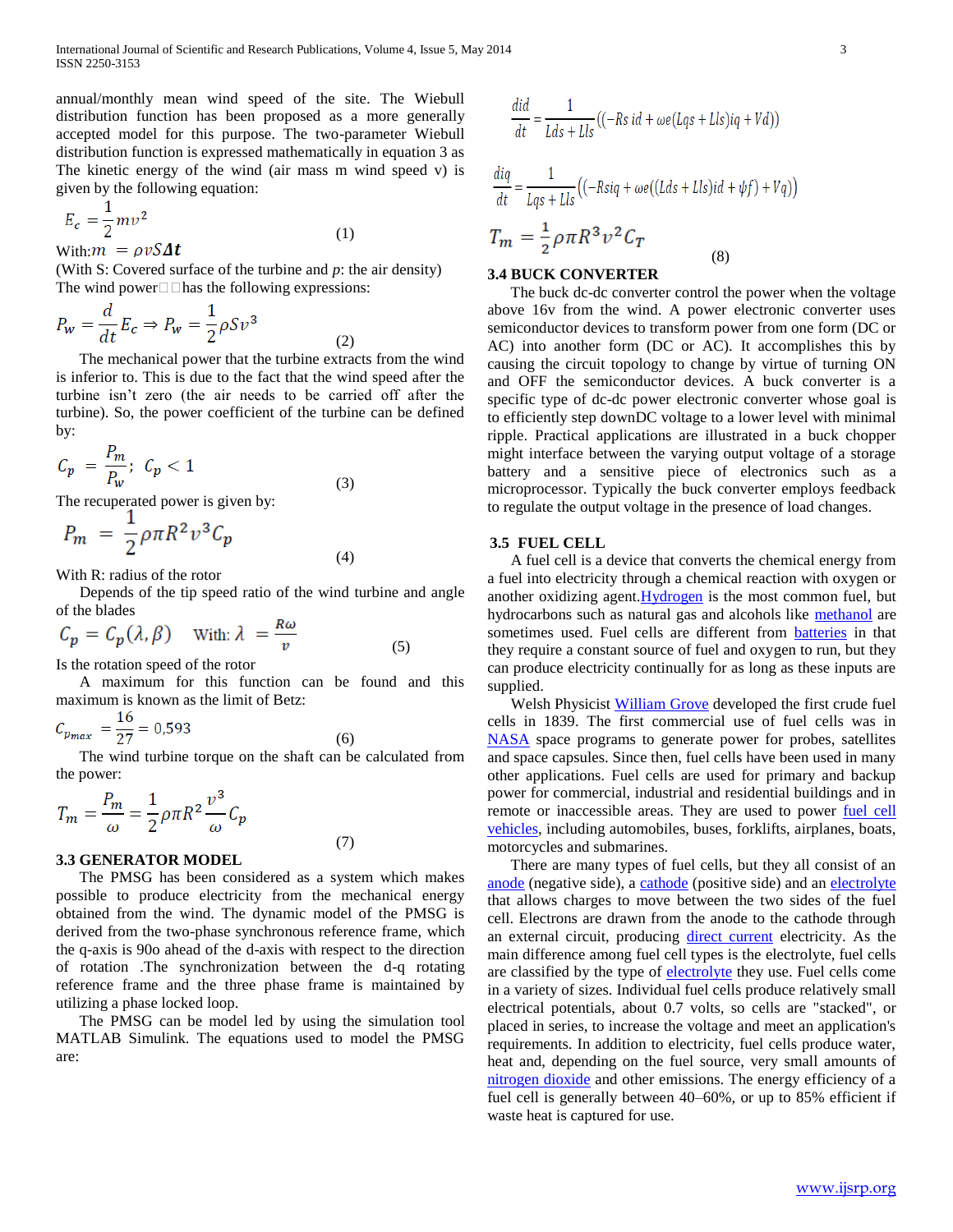annual/monthly mean wind speed of the site. The Wiebull distribution function has been proposed as a more generally accepted model for this purpose. The two-parameter Wiebull distribution function is expressed mathematically in equation 3 as The kinetic energy of the wind (air mass m wind speed v) is given by the following equation:

$$E_c = \frac{1}{2} m v^2 \tag{1}$$

With: $m = \rho v S \boldsymbol{\Delta t}$

(With S: Covered surface of the turbine and $p$: the air density)

The wind power has the following expressions:

$$P_w = \frac{d}{dt} E_c \Rightarrow P_w = \frac{1}{2} \rho S v^3 \tag{2}$$

The mechanical power that the turbine extracts from the wind is inferior to. This is due to the fact that the wind speed after the turbine isn't zero (the air needs to be carried off after the turbine). So, the power coefficient of the turbine can be defined by:

$$C_p = \frac{P_m}{P_w};\ C_p < 1 \tag{3}$$

The recuperated power is given by:

$$P_m = \frac{1}{2} \rho \pi R^2 v^3 C_p \tag{4}$$

With R: radius of the rotor

Depends of the tip speed ratio of the wind turbine and angle of the blades

$$C_p = C_p(\lambda, \beta) \quad \text{With: } \lambda = \frac{R\omega}{v} \tag{5}$$

Is the rotation speed of the rotor

A maximum for this function can be found and this maximum is known as the limit of Betz:

$$C_{p_{max}} = \frac{16}{27} = 0{,}593 \tag{6}$$

The wind turbine torque on the shaft can be calculated from the power:

$$T_m = \frac{P_m}{\omega} = \frac{1}{2} \rho \pi R^2 \frac{v^3}{\omega} C_p \tag{7}$$

### 3.3 GENERATOR MODEL

The PMSG has been considered as a system which makes possible to produce electricity from the mechanical energy obtained from the wind. The dynamic model of the PMSG is derived from the two-phase synchronous reference frame, which the q-axis is 90o ahead of the d-axis with respect to the direction of rotation .The synchronization between the d-q rotating reference frame and the three phase frame is maintained by utilizing a phase locked loop.

The PMSG can be model led by using the simulation tool MATLAB Simulink. The equations used to model the PMSG are:

$$\frac{did}{dt} = \frac{1}{Lds + Lls}\left((-Rs\, id + \omega e(Lqs + Lls) iq + Vd)\right)$$

$$\frac{diq}{dt} = \frac{1}{Lqs + Lls}\left((-Rsiq + \omega e((Lds + Lls) id + \psi f) + Vq)\right)$$

$$T_m = \frac{1}{2} \rho \pi R^3 v^2 C_T \tag{8}$$

### 3.4 BUCK CONVERTER

The buck dc-dc converter control the power when the voltage above 16v from the wind. A power electronic converter uses semiconductor devices to transform power from one form (DC or AC) into another form (DC or AC). It accomplishes this by causing the circuit topology to change by virtue of turning ON and OFF the semiconductor devices. A buck converter is a specific type of dc-dc power electronic converter whose goal is to efficiently step downDC voltage to a lower level with minimal ripple. Practical applications are illustrated in a buck chopper might interface between the varying output voltage of a storage battery and a sensitive piece of electronics such as a microprocessor. Typically the buck converter employs feedback to regulate the output voltage in the presence of load changes.

### 3.5 FUEL CELL

A fuel cell is a device that converts the chemical energy from a fuel into electricity through a chemical reaction with oxygen or another oxidizing agent.Hydrogen is the most common fuel, but hydrocarbons such as natural gas and alcohols like methanol are sometimes used. Fuel cells are different from batteries in that they require a constant source of fuel and oxygen to run, but they can produce electricity continually for as long as these inputs are supplied.

Welsh Physicist William Grove developed the first crude fuel cells in 1839. The first commercial use of fuel cells was in NASA space programs to generate power for probes, satellites and space capsules. Since then, fuel cells have been used in many other applications. Fuel cells are used for primary and backup power for commercial, industrial and residential buildings and in remote or inaccessible areas. They are used to power fuel cell vehicles, including automobiles, buses, forklifts, airplanes, boats, motorcycles and submarines.

There are many types of fuel cells, but they all consist of an anode (negative side), a cathode (positive side) and an electrolyte that allows charges to move between the two sides of the fuel cell. Electrons are drawn from the anode to the cathode through an external circuit, producing direct current electricity. As the main difference among fuel cell types is the electrolyte, fuel cells are classified by the type of electrolyte they use. Fuel cells come in a variety of sizes. Individual fuel cells produce relatively small electrical potentials, about 0.7 volts, so cells are "stacked", or placed in series, to increase the voltage and meet an application's requirements. In addition to electricity, fuel cells produce water, heat and, depending on the fuel source, very small amounts of nitrogen dioxide and other emissions. The energy efficiency of a fuel cell is generally between 40–60%, or up to 85% efficient if waste heat is captured for use.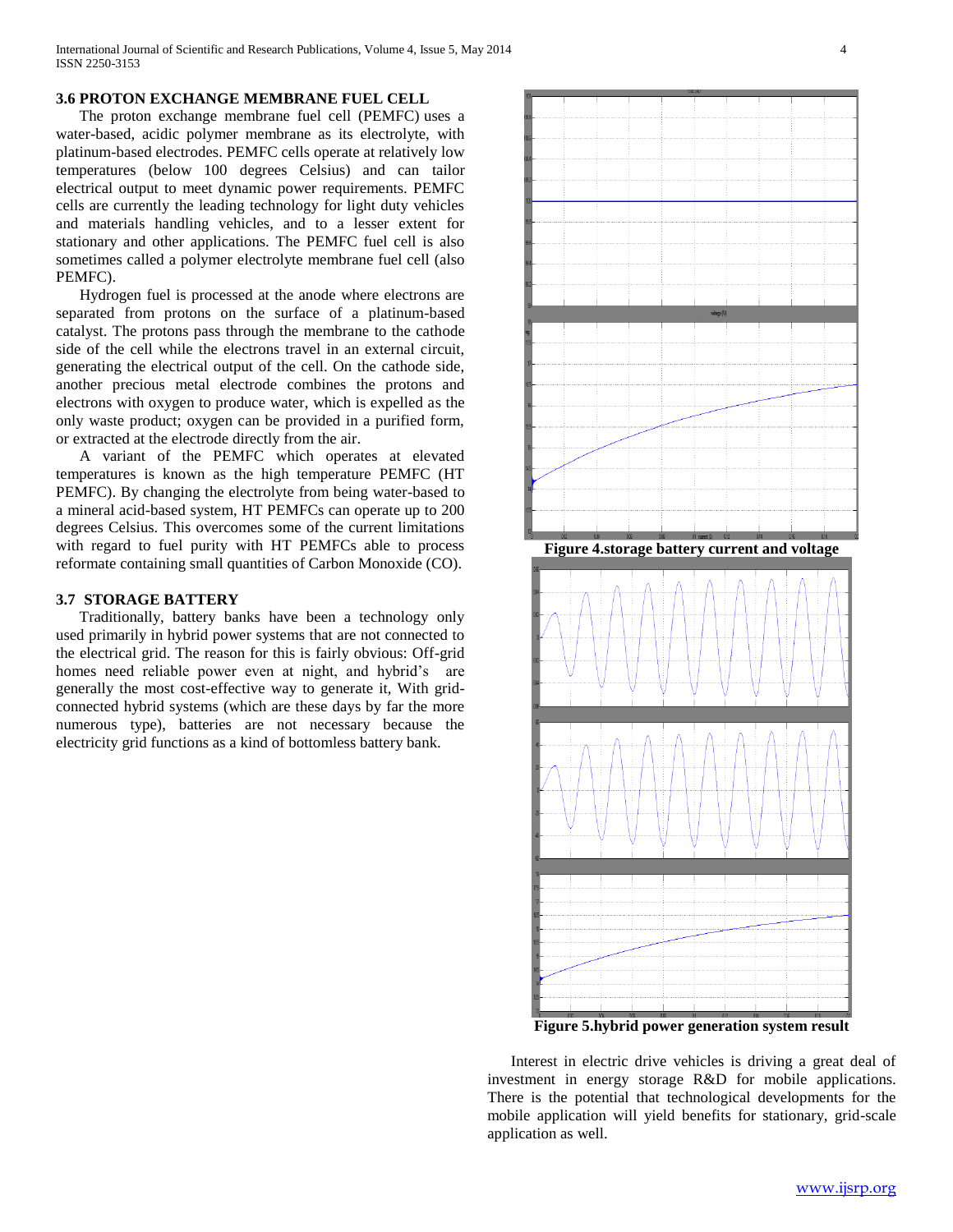### 3.6 PROTON EXCHANGE MEMBRANE FUEL CELL

The proton exchange membrane fuel cell (PEMFC) uses a water-based, acidic polymer membrane as its electrolyte, with platinum-based electrodes. PEMFC cells operate at relatively low temperatures (below 100 degrees Celsius) and can tailor electrical output to meet dynamic power requirements. PEMFC cells are currently the leading technology for light duty vehicles and materials handling vehicles, and to a lesser extent for stationary and other applications. The PEMFC fuel cell is also sometimes called a polymer electrolyte membrane fuel cell (also PEMFC).

Hydrogen fuel is processed at the anode where electrons are separated from protons on the surface of a platinum-based catalyst. The protons pass through the membrane to the cathode side of the cell while the electrons travel in an external circuit, generating the electrical output of the cell. On the cathode side, another precious metal electrode combines the protons and electrons with oxygen to produce water, which is expelled as the only waste product; oxygen can be provided in a purified form, or extracted at the electrode directly from the air.

A variant of the PEMFC which operates at elevated temperatures is known as the high temperature PEMFC (HT PEMFC). By changing the electrolyte from being water-based to a mineral acid-based system, HT PEMFCs can operate up to 200 degrees Celsius. This overcomes some of the current limitations with regard to fuel purity with HT PEMFCs able to process reformate containing small quantities of Carbon Monoxide (CO).

### 3.7 STORAGE BATTERY

Traditionally, battery banks have been a technology only used primarily in hybrid power systems that are not connected to the electrical grid. The reason for this is fairly obvious: Off-grid homes need reliable power even at night, and hybrid's are generally the most cost-effective way to generate it, With grid-connected hybrid systems (which are these days by far the more numerous type), batteries are not necessary because the electricity grid functions as a kind of bottomless battery bank.

**Figure 4.storage battery current and voltage**

**Figure 5.hybrid power generation system result**

Interest in electric drive vehicles is driving a great deal of investment in energy storage R&D for mobile applications. There is the potential that technological developments for the mobile application will yield benefits for stationary, grid-scale application as well.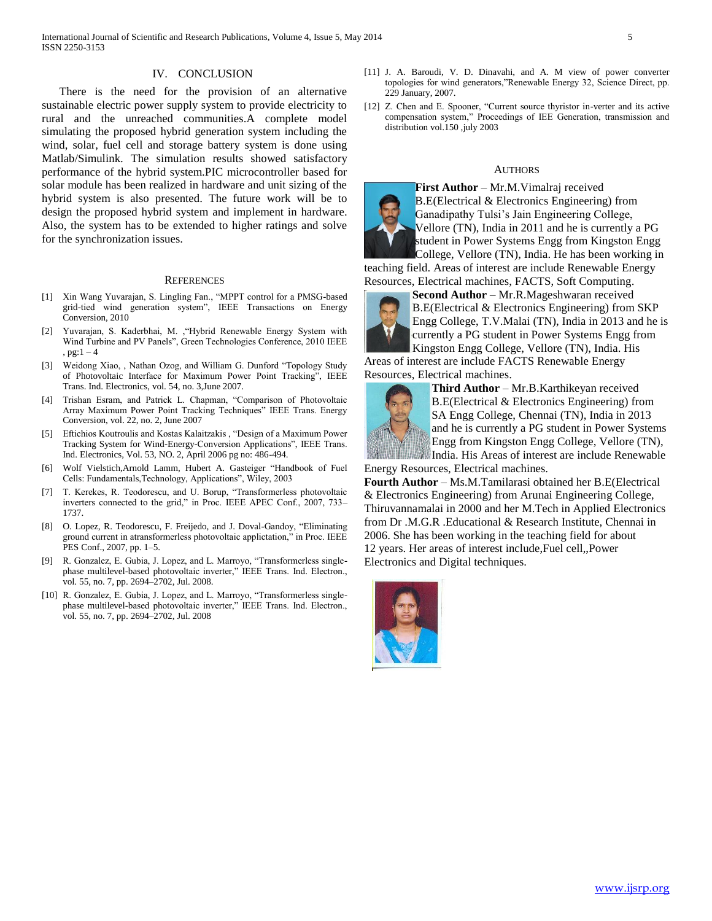## IV. CONCLUSION

There is the need for the provision of an alternative sustainable electric power supply system to provide electricity to rural and the unreached communities.A complete model simulating the proposed hybrid generation system including the wind, solar, fuel cell and storage battery system is done using Matlab/Simulink. The simulation results showed satisfactory performance of the hybrid system.PIC microcontroller based for solar module has been realized in hardware and unit sizing of the hybrid system is also presented. The future work will be to design the proposed hybrid system and implement in hardware. Also, the system has to be extended to higher ratings and solve for the synchronization issues.

## REFERENCES

[1] Xin Wang Yuvarajan, S. Lingling Fan., "MPPT control for a PMSG-based grid-tied wind generation system", IEEE Transactions on Energy Conversion, 2010

[2] Yuvarajan, S. Kaderbhai, M. ,"Hybrid Renewable Energy System with Wind Turbine and PV Panels", Green Technologies Conference, 2010 IEEE , pg:1 – 4

[3] Weidong Xiao, , Nathan Ozog, and William G. Dunford "Topology Study of Photovoltaic Interface for Maximum Power Point Tracking", IEEE Trans. Ind. Electronics, vol. 54, no. 3,June 2007.

[4] Trishan Esram, and Patrick L. Chapman, "Comparison of Photovoltaic Array Maximum Power Point Tracking Techniques" IEEE Trans. Energy Conversion, vol. 22, no. 2, June 2007

[5] Eftichios Koutroulis and Kostas Kalaitzakis , "Design of a Maximum Power Tracking System for Wind-Energy-Conversion Applications", IEEE Trans. Ind. Electronics, Vol. 53, NO. 2, April 2006 pg no: 486-494.

[6] Wolf Vielstich,Arnold Lamm, Hubert A. Gasteiger "Handbook of Fuel Cells: Fundamentals,Technology, Applications", Wiley, 2003

[7] T. Kerekes, R. Teodorescu, and U. Borup, "Transformerless photovoltaic inverters connected to the grid," in Proc. IEEE APEC Conf., 2007, 733–1737.

[8] O. Lopez, R. Teodorescu, F. Freijedo, and J. Doval-Gandoy, "Eliminating ground current in atransformerless photovoltaic applictation," in Proc. IEEE PES Conf., 2007, pp. 1–5.

[9] R. Gonzalez, E. Gubia, J. Lopez, and L. Marroyo, "Transformerless single-phase multilevel-based photovoltaic inverter," IEEE Trans. Ind. Electron., vol. 55, no. 7, pp. 2694–2702, Jul. 2008.

[10] R. Gonzalez, E. Gubia, J. Lopez, and L. Marroyo, "Transformerless single-phase multilevel-based photovoltaic inverter," IEEE Trans. Ind. Electron., vol. 55, no. 7, pp. 2694–2702, Jul. 2008

[11] J. A. Baroudi, V. D. Dinavahi, and A. M view of power converter topologies for wind generators,"Renewable Energy 32, Science Direct, pp. 229 January, 2007.

[12] Z. Chen and E. Spooner, "Current source thyristor in-verter and its active compensation system," Proceedings of IEE Generation, transmission and distribution vol.150 ,july 2003

## AUTHORS

**First Author** – Mr.M.Vimalraj received B.E(Electrical & Electronics Engineering) from Ganadipathy Tulsi's Jain Engineering College, Vellore (TN), India in 2011 and he is currently a PG student in Power Systems Engg from Kingston Engg College, Vellore (TN), India. He has been working in teaching field. Areas of interest are include Renewable Energy Resources, Electrical machines, FACTS, Soft Computing.

**Second Author** – Mr.R.Mageshwaran received B.E(Electrical & Electronics Engineering) from SKP Engg College, T.V.Malai (TN), India in 2013 and he is currently a PG student in Power Systems Engg from Kingston Engg College, Vellore (TN), India. His Areas of interest are include FACTS Renewable Energy Resources, Electrical machines.

**Third Author** – Mr.B.Karthikeyan received B.E(Electrical & Electronics Engineering) from SA Engg College, Chennai (TN), India in 2013 and he is currently a PG student in Power Systems Engg from Kingston Engg College, Vellore (TN), India. His Areas of interest are include Renewable Energy Resources, Electrical machines.

**Fourth Author** – Ms.M.Tamilarasi obtained her B.E(Electrical & Electronics Engineering) from Arunai Engineering College, Thiruvannamalai in 2000 and her M.Tech in Applied Electronics from Dr .M.G.R .Educational & Research Institute, Chennai in 2006. She has been working in the teaching field for about 12 years. Her areas of interest include,Fuel cell,,Power Electronics and Digital techniques.